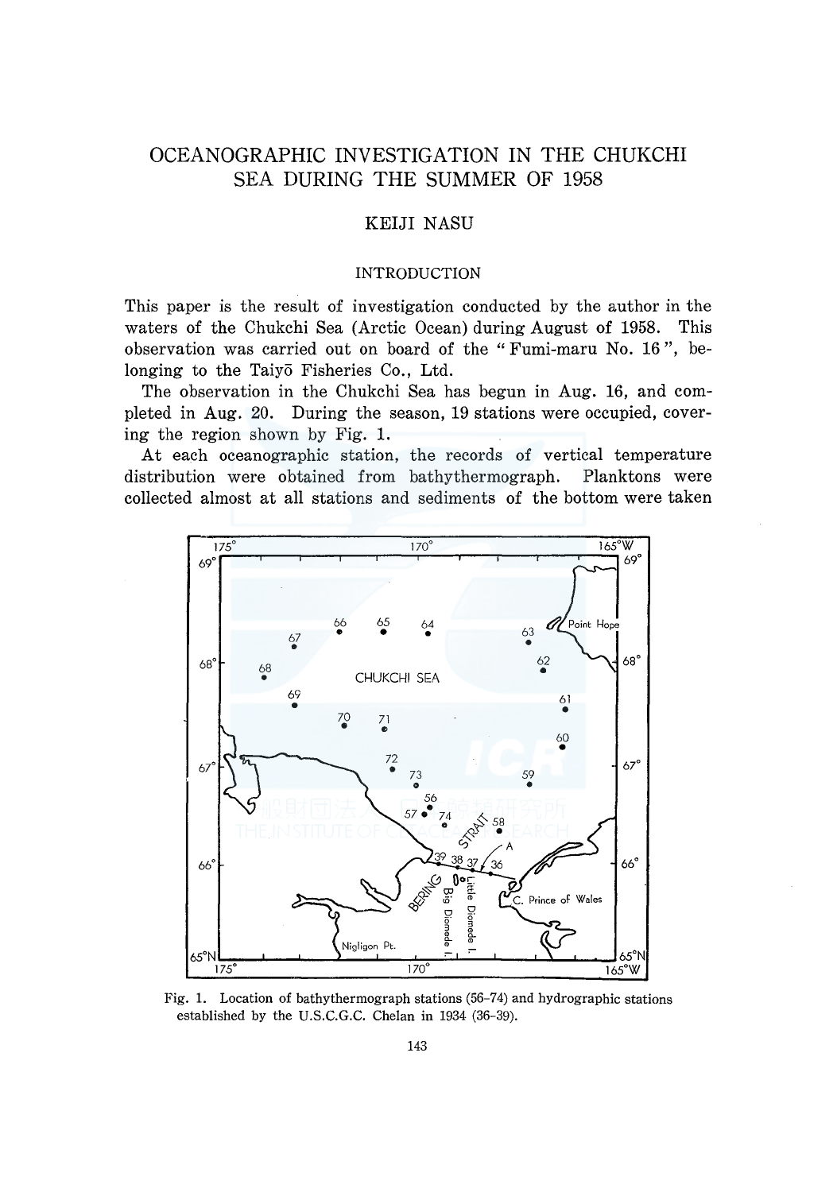# OCEANOGRAPHIC INVESTIGATION IN THE CHUKCHI SEA DURING THE SUMMER OF 1958

## KEIJI NASU

### INTRODUCTION

This paper is the result of investigation conducted by the author in the waters of the Chukchi Sea (Arctic Ocean) during August of 1958. This observation was carried out on board of the "Fumi-maru No. 16", belonging to the Taiyō Fisheries Co., Ltd.

The observation in the Chukchi Sea has begun in Aug. 16, and completed in Aug. 20. During the season, 19 stations were occupied, covering the region shown by Fig. 1.

At each oceanographic station, the records of vertical temperature distribution were obtained from bathythermograph. Planktons were collected almost at all stations and sediments of the bottom were taken

Fig. 1. Location of bathythermograph stations (56–74) and hydrographic stations established by the U.S.C.G.C. Chelan in 1934 (36–39).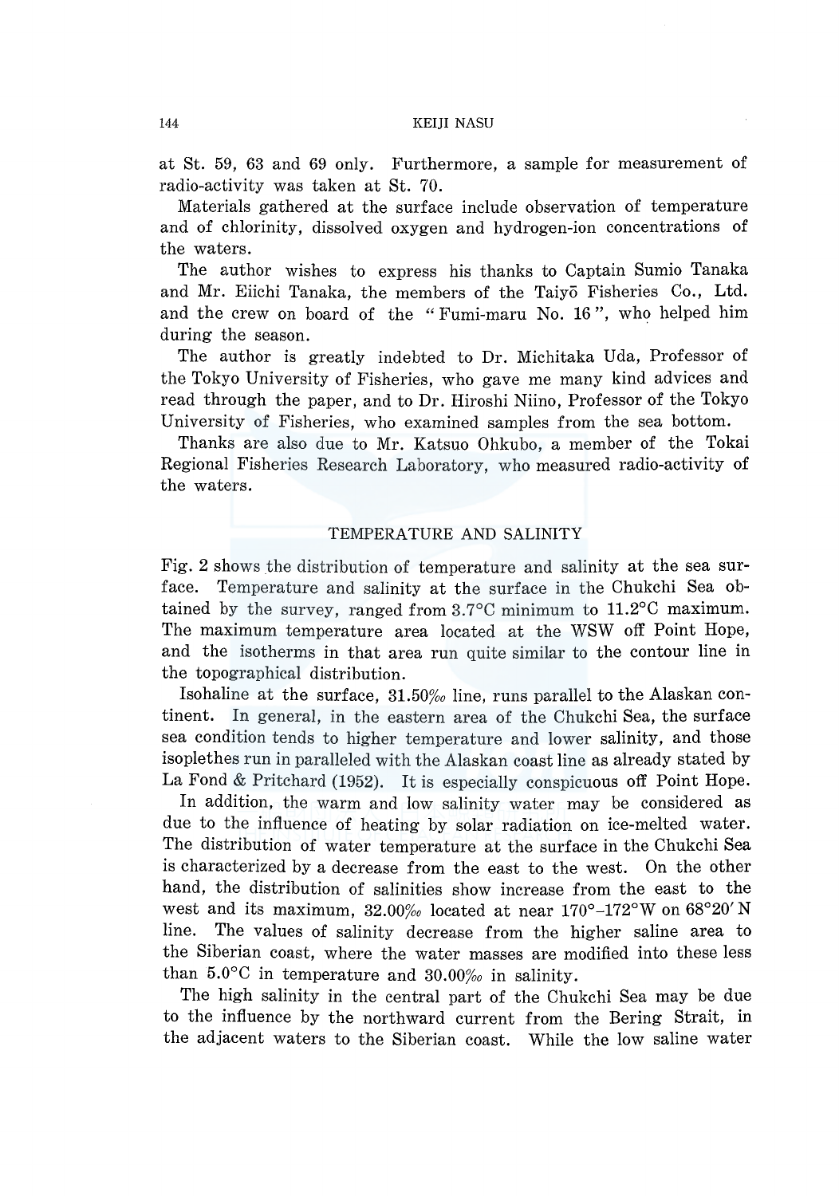at St. 59, 63 and 69 only. Furthermore, a sample for measurement of radio-activity was taken at St. 70.

Materials gathered at the surface include observation of temperature and of chlorinity, dissolved oxygen and hydrogen-ion concentrations of the waters.

The author wishes to express his thanks to Captain Sumio Tanaka and Mr. Eiichi Tanaka, the members of the Taiyō Fisheries Co., Ltd. and the crew on board of the "Fumi-maru No. 16", who helped him during the season.

The author is greatly indebted to Dr. Michitaka Uda, Professor of the Tokyo University of Fisheries, who gave me many kind advices and read through the paper, and to Dr. Hiroshi Niino, Professor of the Tokyo University of Fisheries, who examined samples from the sea bottom.

Thanks are also due to Mr. Katsuo Ohkubo, a member of the Tokai Regional Fisheries Research Laboratory, who measured radio-activity of the waters.

## TEMPERATURE AND SALINITY

Fig. 2 shows the distribution of temperature and salinity at the sea surface. Temperature and salinity at the surface in the Chukchi Sea obtained by the survey, ranged from 3.7°C minimum to 11.2°C maximum. The maximum temperature area located at the WSW off Point Hope, and the isotherms in that area run quite similar to the contour line in the topographical distribution.

Isohaline at the surface, 31.50‰ line, runs parallel to the Alaskan continent. In general, in the eastern area of the Chukchi Sea, the surface sea condition tends to higher temperature and lower salinity, and those isoplethes run in paralleled with the Alaskan coast line as already stated by La Fond & Pritchard (1952). It is especially conspicuous off Point Hope.

In addition, the warm and low salinity water may be considered as due to the influence of heating by solar radiation on ice-melted water. The distribution of water temperature at the surface in the Chukchi Sea is characterized by a decrease from the east to the west. On the other hand, the distribution of salinities show increase from the east to the west and its maximum, 32.00‰ located at near 170°–172°W on 68°20′ N line. The values of salinity decrease from the higher saline area to the Siberian coast, where the water masses are modified into these less than 5.0°C in temperature and 30.00‰ in salinity.

The high salinity in the central part of the Chukchi Sea may be due to the influence by the northward current from the Bering Strait, in the adjacent waters to the Siberian coast. While the low saline water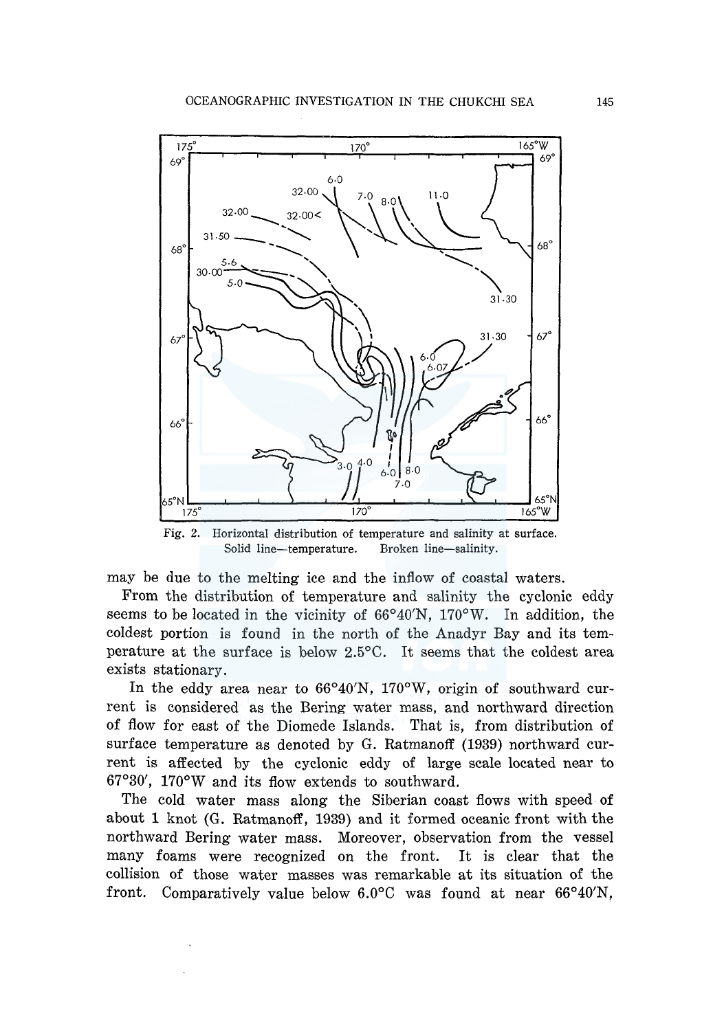Fig. 2. Horizontal distribution of temperature and salinity at surface. Solid line—temperature. Broken line—salinity.

may be due to the melting ice and the inflow of coastal waters.

From the distribution of temperature and salinity the cyclonic eddy seems to be located in the vicinity of 66°40′N, 170°W. In addition, the coldest portion is found in the north of the Anadyr Bay and its temperature at the surface is below 2.5°C. It seems that the coldest area exists stationary.

In the eddy area near to 66°40′N, 170°W, origin of southward current is considered as the Bering water mass, and northward direction of flow for east of the Diomede Islands. That is, from distribution of surface temperature as denoted by G. Ratmanoff (1939) northward current is affected by the cyclonic eddy of large scale located near to 67°30′, 170°W and its flow extends to southward.

The cold water mass along the Siberian coast flows with speed of about 1 knot (G. Ratmanoff, 1939) and it formed oceanic front with the northward Bering water mass. Moreover, observation from the vessel many foams were recognized on the front. It is clear that the collision of those water masses was remarkable at its situation of the front. Comparatively value below 6.0°C was found at near 66°40′N,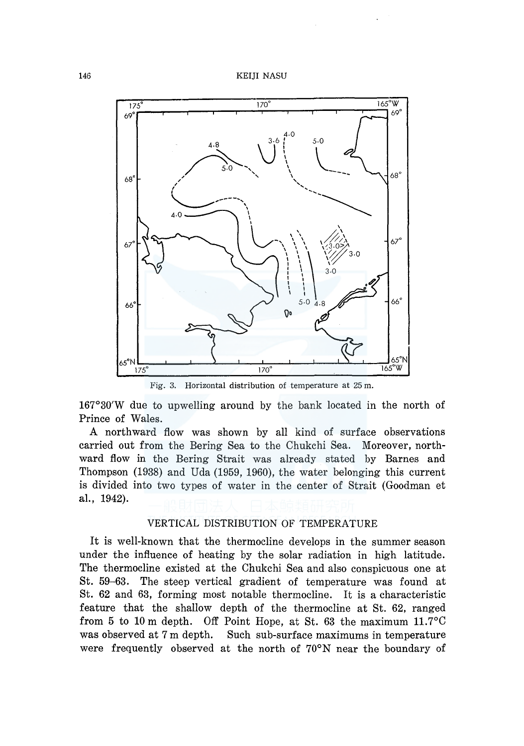Fig. 3. Horizontal distribution of temperature at 25 m.

167°30'W due to upwelling around by the bank located in the north of Prince of Wales.

A northward flow was shown by all kind of surface observations carried out from the Bering Sea to the Chukchi Sea. Moreover, northward flow in the Bering Strait was already stated by Barnes and Thompson (1938) and Uda (1959, 1960), the water belonging this current is divided into two types of water in the center of Strait (Goodman et al., 1942).

## VERTICAL DISTRIBUTION OF TEMPERATURE

It is well-known that the thermocline develops in the summer season under the influence of heating by the solar radiation in high latitude. The thermocline existed at the Chukchi Sea and also conspicuous one at St. 59–63. The steep vertical gradient of temperature was found at St. 62 and 63, forming most notable thermocline. It is a characteristic feature that the shallow depth of the thermocline at St. 62, ranged from 5 to 10 m depth. Off Point Hope, at St. 63 the maximum 11.7°C was observed at 7 m depth. Such sub-surface maximums in temperature were frequently observed at the north of 70°N near the boundary of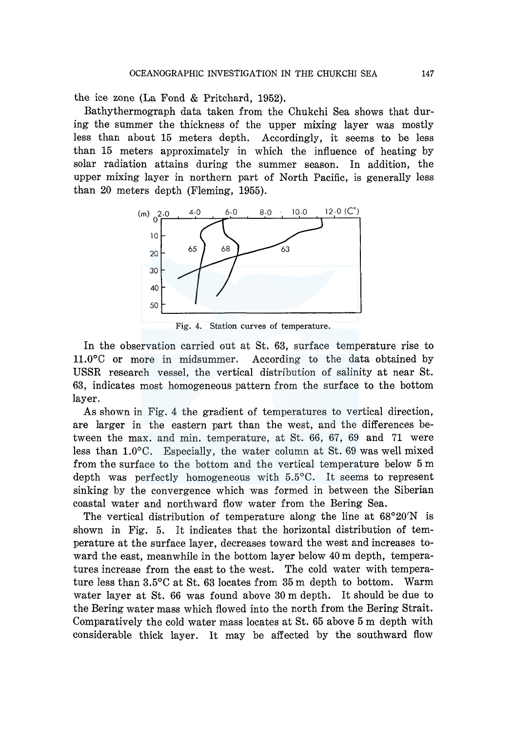the ice zone (La Fond & Pritchard, 1952).

Bathythermograph data taken from the Chukchi Sea shows that during the summer the thickness of the upper mixing layer was mostly less than about 15 meters depth. Accordingly, it seems to be less than 15 meters approximately in which the influence of heating by solar radiation attains during the summer season. In addition, the upper mixing layer in northern part of North Pacific, is generally less than 20 meters depth (Fleming, 1955).

Fig. 4. Station curves of temperature.

In the observation carried out at St. 63, surface temperature rise to 11.0°C or more in midsummer. According to the data obtained by USSR research vessel, the vertical distribution of salinity at near St. 63, indicates most homogeneous pattern from the surface to the bottom layer.

As shown in Fig. 4 the gradient of temperatures to vertical direction, are larger in the eastern part than the west, and the differences between the max. and min. temperature, at St. 66, 67, 69 and 71 were less than 1.0°C. Especially, the water column at St. 69 was well mixed from the surface to the bottom and the vertical temperature below 5 m depth was perfectly homogeneous with 5.5°C. It seems to represent sinking by the convergence which was formed in between the Siberian coastal water and northward flow water from the Bering Sea.

The vertical distribution of temperature along the line at 68°20′N is shown in Fig. 5. It indicates that the horizontal distribution of temperature at the surface layer, decreases toward the west and increases toward the east, meanwhile in the bottom layer below 40 m depth, temperatures increase from the east to the west. The cold water with temperature less than 3.5°C at St. 63 locates from 35 m depth to bottom. Warm water layer at St. 66 was found above 30 m depth. It should be due to the Bering water mass which flowed into the north from the Bering Strait. Comparatively the cold water mass locates at St. 65 above 5 m depth with considerable thick layer. It may be affected by the southward flow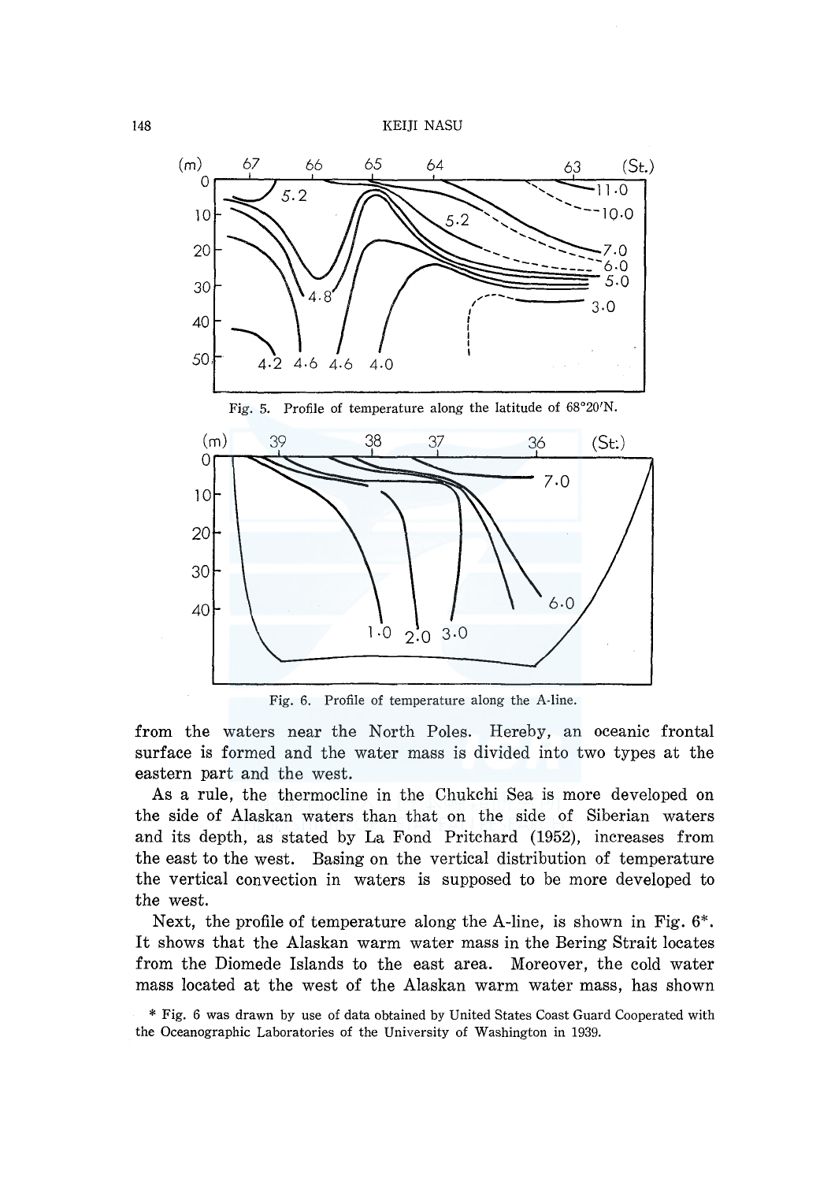Fig. 5. Profile of temperature along the latitude of 68°20'N.

Fig. 6. Profile of temperature along the A-line.

from the waters near the North Poles. Hereby, an oceanic frontal surface is formed and the water mass is divided into two types at the eastern part and the west.

As a rule, the thermocline in the Chukchi Sea is more developed on the side of Alaskan waters than that on the side of Siberian waters and its depth, as stated by La Fond Pritchard (1952), increases from the east to the west. Basing on the vertical distribution of temperature the vertical convection in waters is supposed to be more developed to the west.

Next, the profile of temperature along the A-line, is shown in Fig. 6*. It shows that the Alaskan warm water mass in the Bering Strait locates from the Diomede Islands to the east area. Moreover, the cold water mass located at the west of the Alaskan warm water mass, has shown

\* Fig. 6 was drawn by use of data obtained by United States Coast Guard Cooperated with the Oceanographic Laboratories of the University of Washington in 1939.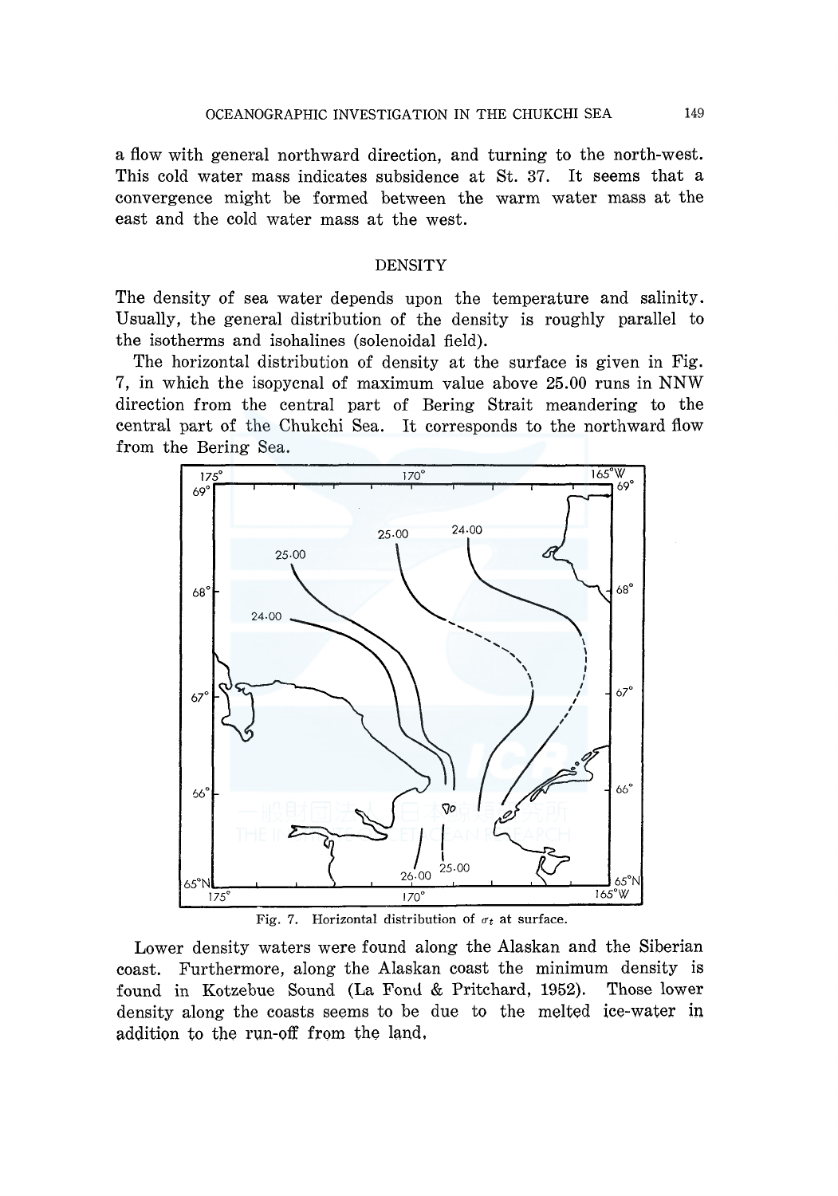a flow with general northward direction, and turning to the north-west. This cold water mass indicates subsidence at St. 37. It seems that a convergence might be formed between the warm water mass at the east and the cold water mass at the west.

## DENSITY

The density of sea water depends upon the temperature and salinity. Usually, the general distribution of the density is roughly parallel to the isotherms and isohalines (solenoidal field).

The horizontal distribution of density at the surface is given in Fig. 7, in which the isopycnal of maximum value above 25.00 runs in NNW direction from the central part of Bering Strait meandering to the central part of the Chukchi Sea. It corresponds to the northward flow from the Bering Sea.

Fig. 7. Horizontal distribution of $\sigma_t$ at surface.

Lower density waters were found along the Alaskan and the Siberian coast. Furthermore, along the Alaskan coast the minimum density is found in Kotzebue Sound (La Fond & Pritchard, 1952). Those lower density along the coasts seems to be due to the melted ice-water in addition to the run-off from the land.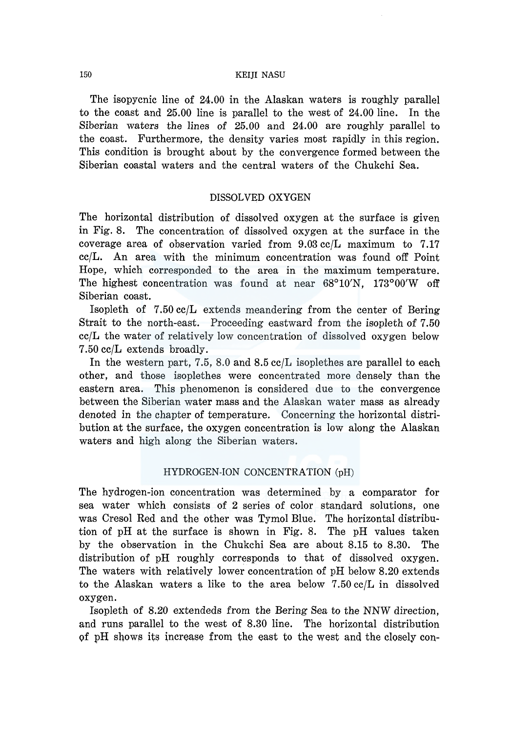The isopycnic line of 24.00 in the Alaskan waters is roughly parallel to the coast and 25.00 line is parallel to the west of 24.00 line. In the Siberian waters the lines of 25.00 and 24.00 are roughly parallel to the coast. Furthermore, the density varies most rapidly in this region. This condition is brought about by the convergence formed between the Siberian coastal waters and the central waters of the Chukchi Sea.

## DISSOLVED OXYGEN

The horizontal distribution of dissolved oxygen at the surface is given in Fig. 8. The concentration of dissolved oxygen at the surface in the coverage area of observation varied from 9.03 cc/L maximum to 7.17 cc/L. An area with the minimum concentration was found off Point Hope, which corresponded to the area in the maximum temperature. The highest concentration was found at near 68°10′N, 173°00′W off Siberian coast.

Isopleth of 7.50 cc/L extends meandering from the center of Bering Strait to the north-east. Proceeding eastward from the isopleth of 7.50 cc/L the water of relatively low concentration of dissolved oxygen below 7.50 cc/L extends broadly.

In the western part, 7.5, 8.0 and 8.5 cc/L isoplethes are parallel to each other, and those isoplethes were concentrated more densely than the eastern area. This phenomenon is considered due to the convergence between the Siberian water mass and the Alaskan water mass as already denoted in the chapter of temperature. Concerning the horizontal distribution at the surface, the oxygen concentration is low along the Alaskan waters and high along the Siberian waters.

## HYDROGEN-ION CONCENTRATION (pH)

The hydrogen-ion concentration was determined by a comparator for sea water which consists of 2 series of color standard solutions, one was Cresol Red and the other was Tymol Blue. The horizontal distribution of pH at the surface is shown in Fig. 8. The pH values taken by the observation in the Chukchi Sea are about 8.15 to 8.30. The distribution of pH roughly corresponds to that of dissolved oxygen. The waters with relatively lower concentration of pH below 8.20 extends to the Alaskan waters a like to the area below 7.50 cc/L in dissolved oxygen.

Isopleth of 8.20 extendeds from the Bering Sea to the NNW direction, and runs parallel to the west of 8.30 line. The horizontal distribution of pH shows its increase from the east to the west and the closely con-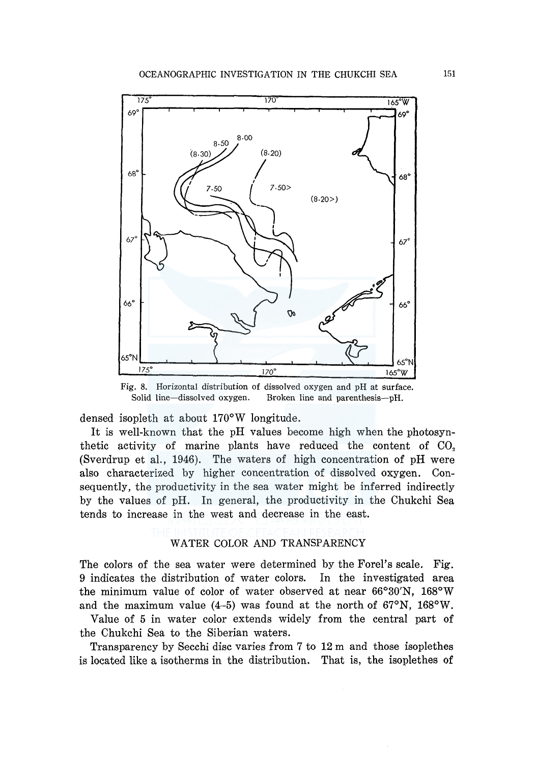Fig. 8. Horizontal distribution of dissolved oxygen and pH at surface. Solid line—dissolved oxygen. Broken line and parenthesis—pH.

densed isopleth at about 170°W longitude.

It is well-known that the pH values become high when the photosynthetic activity of marine plants have reduced the content of $CO_2$ (Sverdrup et al., 1946). The waters of high concentration of pH were also characterized by higher concentration of dissolved oxygen. Consequently, the productivity in the sea water might be inferred indirectly by the values of pH. In general, the productivity in the Chukchi Sea tends to increase in the west and decrease in the east.

## WATER COLOR AND TRANSPARENCY

The colors of the sea water were determined by the Forel's scale. Fig. 9 indicates the distribution of water colors. In the investigated area the minimum value of color of water observed at near 66°30′N, 168°W and the maximum value (4–5) was found at the north of 67°N, 168°W.

Value of 5 in water color extends widely from the central part of the Chukchi Sea to the Siberian waters.

Transparency by Secchi disc varies from 7 to 12 m and those isoplethes is located like a isotherms in the distribution. That is, the isoplethes of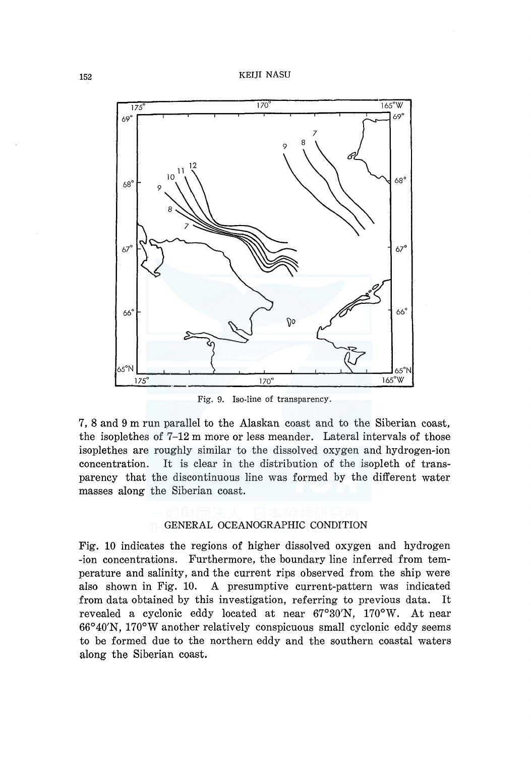Fig. 9. Iso-line of transparency.

7, 8 and 9 m run parallel to the Alaskan coast and to the Siberian coast, the isoplethes of 7–12 m more or less meander. Lateral intervals of those isoplethes are roughly similar to the dissolved oxygen and hydrogen-ion concentration. It is clear in the distribution of the isopleth of transparency that the discontinuous line was formed by the different water masses along the Siberian coast.

## GENERAL OCEANOGRAPHIC CONDITION

Fig. 10 indicates the regions of higher dissolved oxygen and hydrogen-ion concentrations. Furthermore, the boundary line inferred from temperature and salinity, and the current rips observed from the ship were also shown in Fig. 10. A presumptive current-pattern was indicated from data obtained by this investigation, referring to previous data. It revealed a cyclonic eddy located at near 67°30′N, 170°W. At near 66°40′N, 170°W another relatively conspicuous small cyclonic eddy seems to be formed due to the northern eddy and the southern coastal waters along the Siberian coast.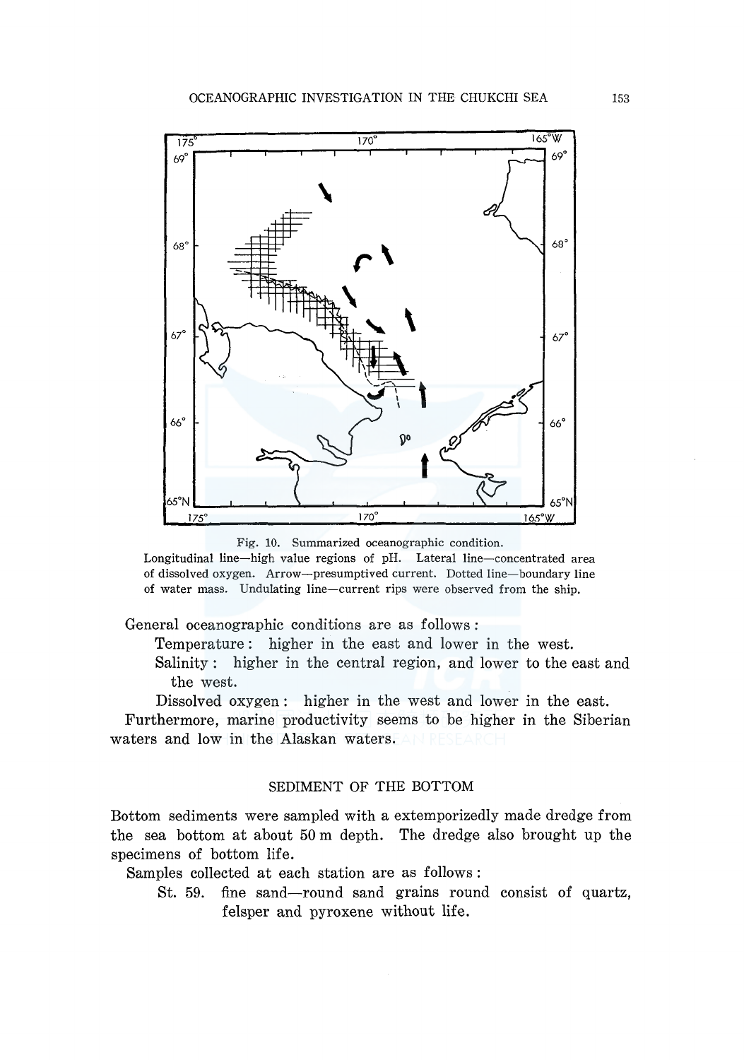Fig. 10. Summarized oceanographic condition.
Longitudinal line—high value regions of pH. Lateral line—concentrated area of dissolved oxygen. Arrow—presumptived current. Dotted line—boundary line of water mass. Undulating line—current rips were observed from the ship.

General oceanographic conditions are as follows :

Temperature : higher in the east and lower in the west.

Salinity : higher in the central region, and lower to the east and the west.

Dissolved oxygen : higher in the west and lower in the east.

Furthermore, marine productivity seems to be higher in the Siberian waters and low in the Alaskan waters.

## SEDIMENT OF THE BOTTOM

Bottom sediments were sampled with a extemporizedly made dredge from the sea bottom at about 50 m depth. The dredge also brought up the specimens of bottom life.

Samples collected at each station are as follows :

St. 59. fine sand—round sand grains round consist of quartz, felsper and pyroxene without life.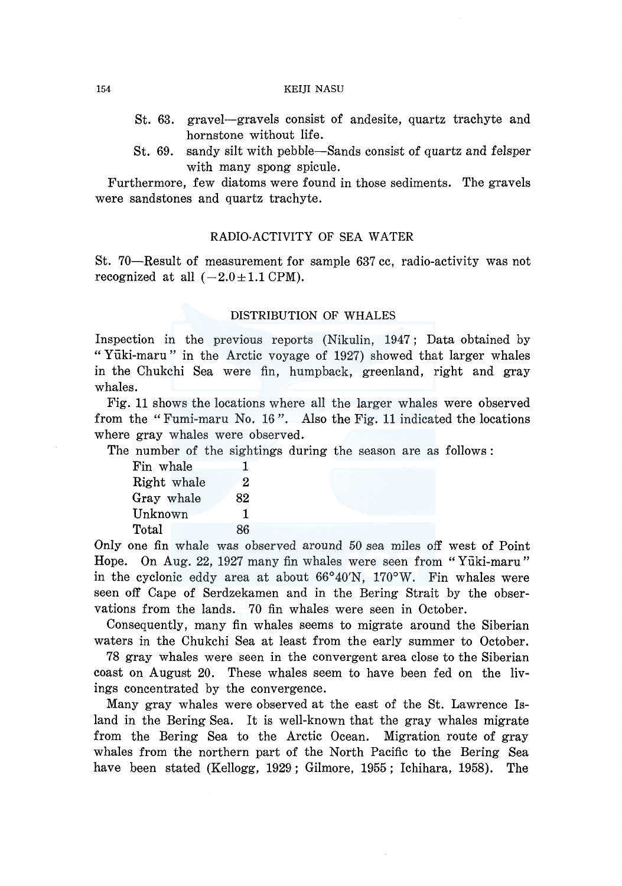St. 63. gravel—gravels consist of andesite, quartz trachyte and hornstone without life.

St. 69. sandy silt with pebble—Sands consist of quartz and felsper with many spong spicule.

Furthermore, few diatoms were found in those sediments. The gravels were sandstones and quartz trachyte.

## RADIO-ACTIVITY OF SEA WATER

St. 70—Result of measurement for sample 637 cc, radio-activity was not recognized at all ($-2.0 \pm 1.1$ CPM).

## DISTRIBUTION OF WHALES

Inspection in the previous reports (Nikulin, 1947; Data obtained by "Yūki-maru" in the Arctic voyage of 1927) showed that larger whales in the Chukchi Sea were fin, humpback, greenland, right and gray whales.

Fig. 11 shows the locations where all the larger whales were observed from the "Fumi-maru No. 16". Also the Fig. 11 indicated the locations where gray whales were observed.

The number of the sightings during the season are as follows:

| | |
|---|---|
| Fin whale | 1 |
| Right whale | 2 |
| Gray whale | 82 |
| Unknown | 1 |
| Total | 86 |

Only one fin whale was observed around 50 sea miles off west of Point Hope. On Aug. 22, 1927 many fin whales were seen from "Yūki-maru" in the cyclonic eddy area at about 66°40′N, 170°W. Fin whales were seen off Cape of Serdzekamen and in the Bering Strait by the observations from the lands. 70 fin whales were seen in October.

Consequently, many fin whales seems to migrate around the Siberian waters in the Chukchi Sea at least from the early summer to October.

78 gray whales were seen in the convergent area close to the Siberian coast on August 20. These whales seem to have been fed on the livings concentrated by the convergence.

Many gray whales were observed at the east of the St. Lawrence Island in the Bering Sea. It is well-known that the gray whales migrate from the Bering Sea to the Arctic Ocean. Migration route of gray whales from the northern part of the North Pacific to the Bering Sea have been stated (Kellogg, 1929; Gilmore, 1955; Ichihara, 1958). The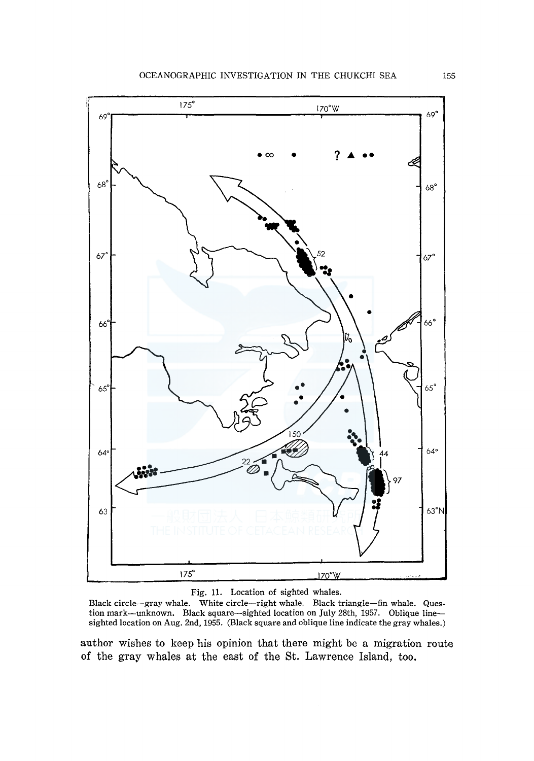Fig. 11. Location of sighted whales.

Black circle—gray whale. White circle—right whale. Black triangle—fin whale. Question mark—unknown. Black square—sighted location on July 28th, 1957. Oblique line—sighted location on Aug. 2nd, 1955. (Black square and oblique line indicate the gray whales.)

author wishes to keep his opinion that there might be a migration route of the gray whales at the east of the St. Lawrence Island, too.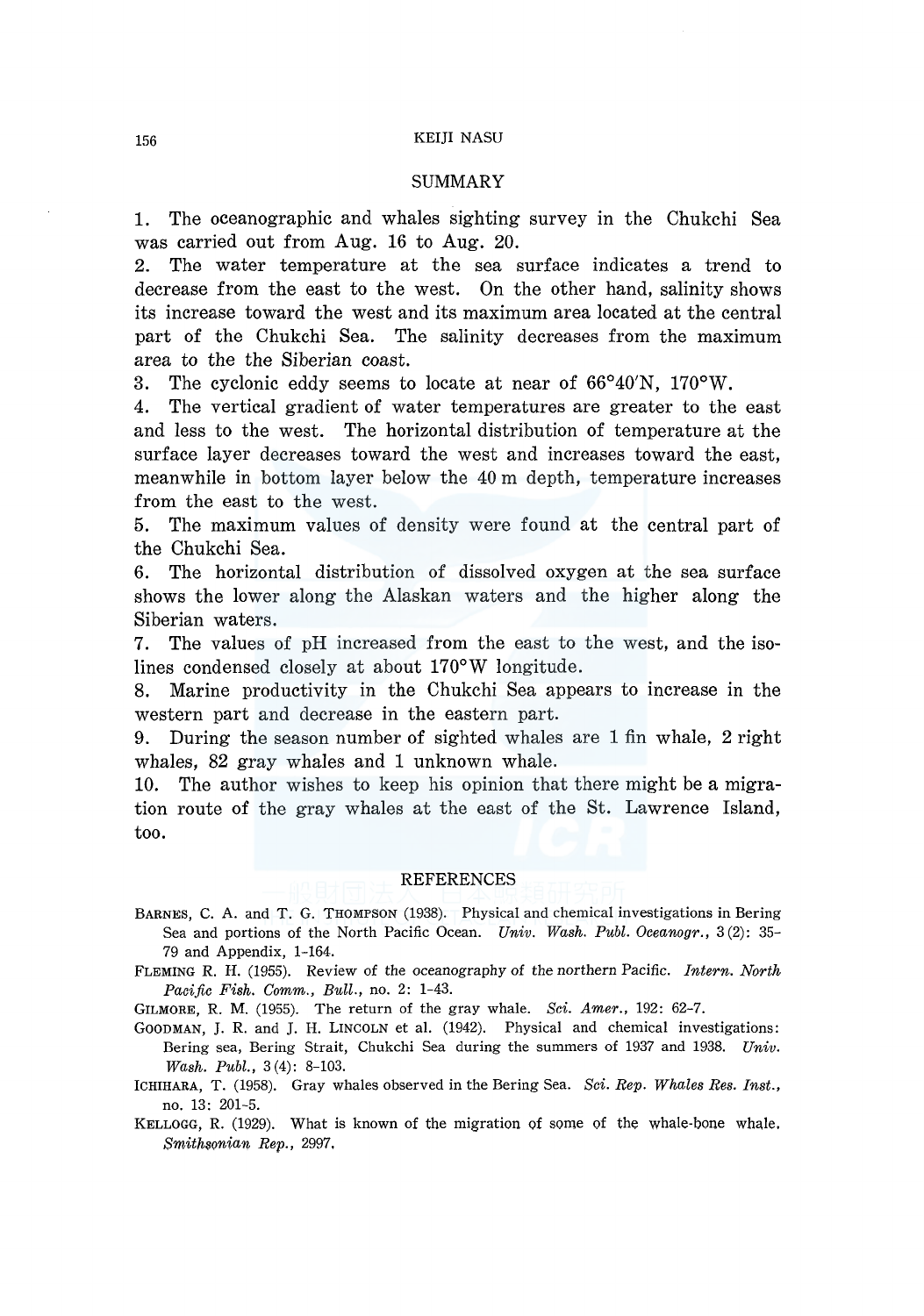## SUMMARY

1. The oceanographic and whales sighting survey in the Chukchi Sea was carried out from Aug. 16 to Aug. 20.
2. The water temperature at the sea surface indicates a trend to decrease from the east to the west. On the other hand, salinity shows its increase toward the west and its maximum area located at the central part of the Chukchi Sea. The salinity decreases from the maximum area to the the Siberian coast.
3. The cyclonic eddy seems to locate at near of 66°40′N, 170°W.
4. The vertical gradient of water temperatures are greater to the east and less to the west. The horizontal distribution of temperature at the surface layer decreases toward the west and increases toward the east, meanwhile in bottom layer below the 40 m depth, temperature increases from the east to the west.
5. The maximum values of density were found at the central part of the Chukchi Sea.
6. The horizontal distribution of dissolved oxygen at the sea surface shows the lower along the Alaskan waters and the higher along the Siberian waters.
7. The values of pH increased from the east to the west, and the isolines condensed closely at about 170°W longitude.
8. Marine productivity in the Chukchi Sea appears to increase in the western part and decrease in the eastern part.
9. During the season number of sighted whales are 1 fin whale, 2 right whales, 82 gray whales and 1 unknown whale.
10. The author wishes to keep his opinion that there might be a migration route of the gray whales at the east of the St. Lawrence Island, too.

## REFERENCES

BARNES, C. A. and T. G. THOMPSON (1938). Physical and chemical investigations in Bering Sea and portions of the North Pacific Ocean. *Univ. Wash. Publ. Oceanogr.*, 3(2): 35–79 and Appendix, 1–164.

FLEMING R. H. (1955). Review of the oceanography of the northern Pacific. *Intern. North Pacific Fish. Comm., Bull.*, no. 2: 1–43.

GILMORE, R. M. (1955). The return of the gray whale. *Sci. Amer.*, 192: 62–7.

GOODMAN, J. R. and J. H. LINCOLN et al. (1942). Physical and chemical investigations: Bering sea, Bering Strait, Chukchi Sea during the summers of 1937 and 1938. *Univ. Wash. Publ.*, 3(4): 8–103.

ICHIHARA, T. (1958). Gray whales observed in the Bering Sea. *Sci. Rep. Whales Res. Inst.*, no. 13: 201–5.

KELLOGG, R. (1929). What is known of the migration of some of the whale-bone whale. *Smithsonian Rep.*, 2997.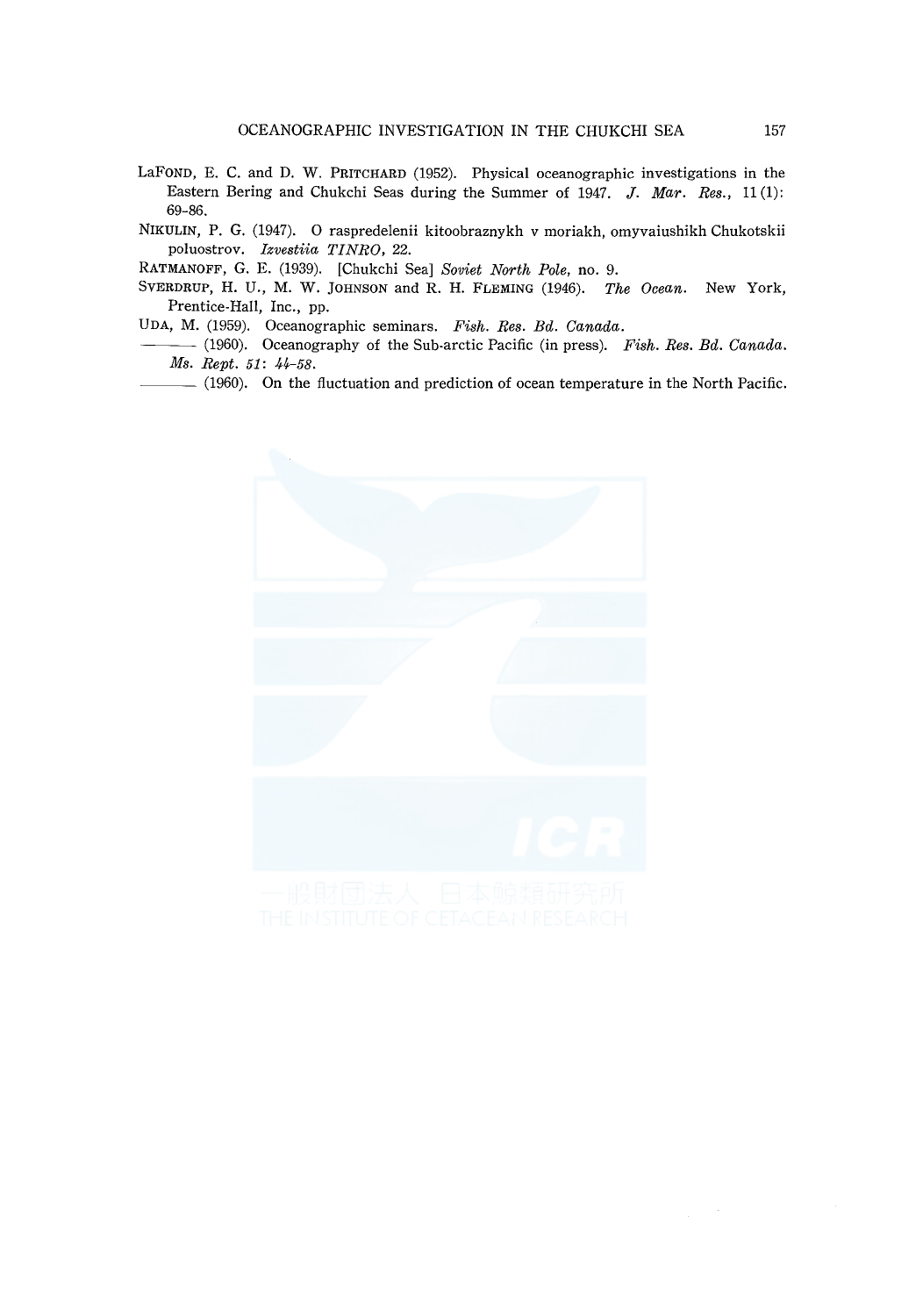LaFond, E. C. and D. W. Pritchard (1952). Physical oceanographic investigations in the Eastern Bering and Chukchi Seas during the Summer of 1947. *J. Mar. Res.*, 11 (1): 69–86.

Nikulin, P. G. (1947). O raspredelenii kitoobraznykh v moriakh, omyvaiushikh Chukotskii poluostrov. *Izvestiia TINRO*, 22.

Ratmanoff, G. E. (1939). [Chukchi Sea] *Soviet North Pole*, no. 9.

Sverdrup, H. U., M. W. Johnson and R. H. Fleming (1946). *The Ocean.* New York, Prentice-Hall, Inc., pp.

Uda, M. (1959). Oceanographic seminars. *Fish. Res. Bd. Canada.*

——— (1960). Oceanography of the Sub-arctic Pacific (in press). *Fish. Res. Bd. Canada. Ms. Rept. 51*: *44–58.*

——— (1960). On the fluctuation and prediction of ocean temperature in the North Pacific.